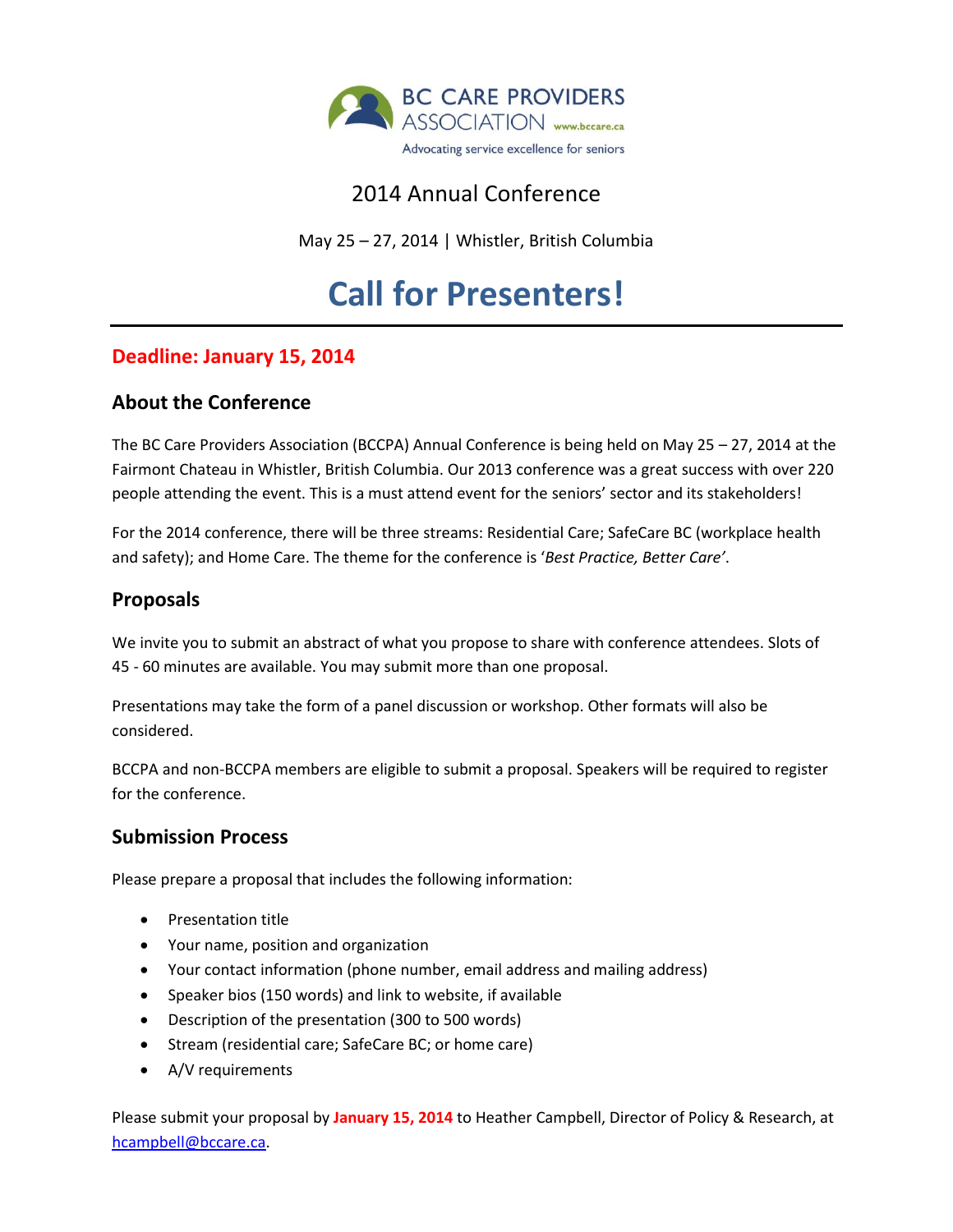BC CARE PROVIDERS ASSOCIATION www.bccare.ca

Advocating service excellence for seniors

2014 Annual Conference

May 25 – 27, 2014 | Whistler, British Columbia

# Call for Presenters!

---

## Deadline: January 15, 2014

## About the Conference

The BC Care Providers Association (BCCPA) Annual Conference is being held on May 25 – 27, 2014 at the Fairmont Chateau in Whistler, British Columbia. Our 2013 conference was a great success with over 220 people attending the event. This is a must attend event for the seniors' sector and its stakeholders!

For the 2014 conference, there will be three streams: Residential Care; SafeCare BC (workplace health and safety); and Home Care. The theme for the conference is '*Best Practice, Better Care'*.

## Proposals

We invite you to submit an abstract of what you propose to share with conference attendees. Slots of 45 - 60 minutes are available. You may submit more than one proposal.

Presentations may take the form of a panel discussion or workshop. Other formats will also be considered.

BCCPA and non-BCCPA members are eligible to submit a proposal. Speakers will be required to register for the conference.

## Submission Process

Please prepare a proposal that includes the following information:

- Presentation title
- Your name, position and organization
- Your contact information (phone number, email address and mailing address)
- Speaker bios (150 words) and link to website, if available
- Description of the presentation (300 to 500 words)
- Stream (residential care; SafeCare BC; or home care)
- A/V requirements

Please submit your proposal by **January 15, 2014** to Heather Campbell, Director of Policy & Research, at hcampbell@bccare.ca.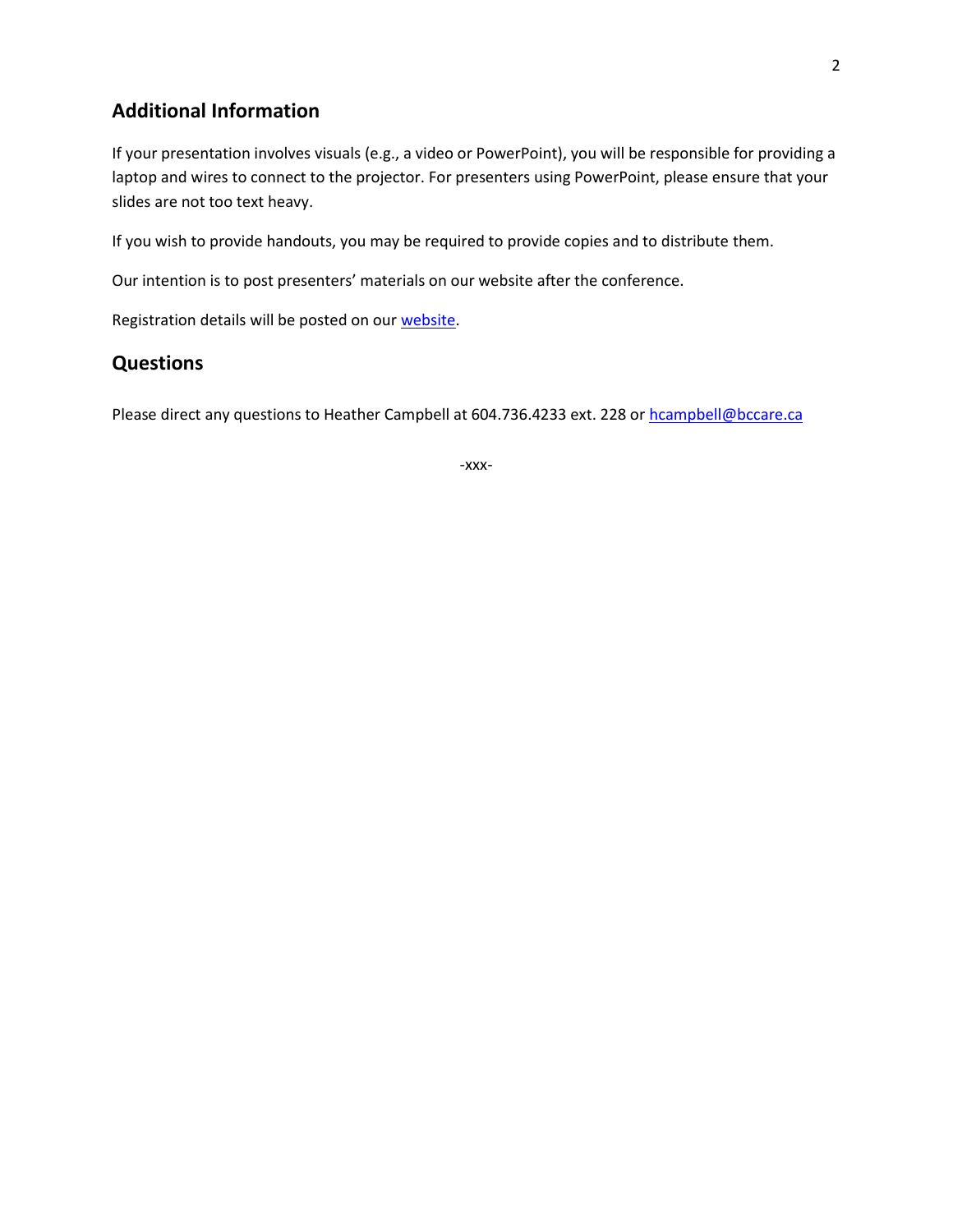## Additional Information

If your presentation involves visuals (e.g., a video or PowerPoint), you will be responsible for providing a laptop and wires to connect to the projector. For presenters using PowerPoint, please ensure that your slides are not too text heavy.

If you wish to provide handouts, you may be required to provide copies and to distribute them.

Our intention is to post presenters' materials on our website after the conference.

Registration details will be posted on our website.

## Questions

Please direct any questions to Heather Campbell at 604.736.4233 ext. 228 or hcampbell@bccare.ca

-xxx-